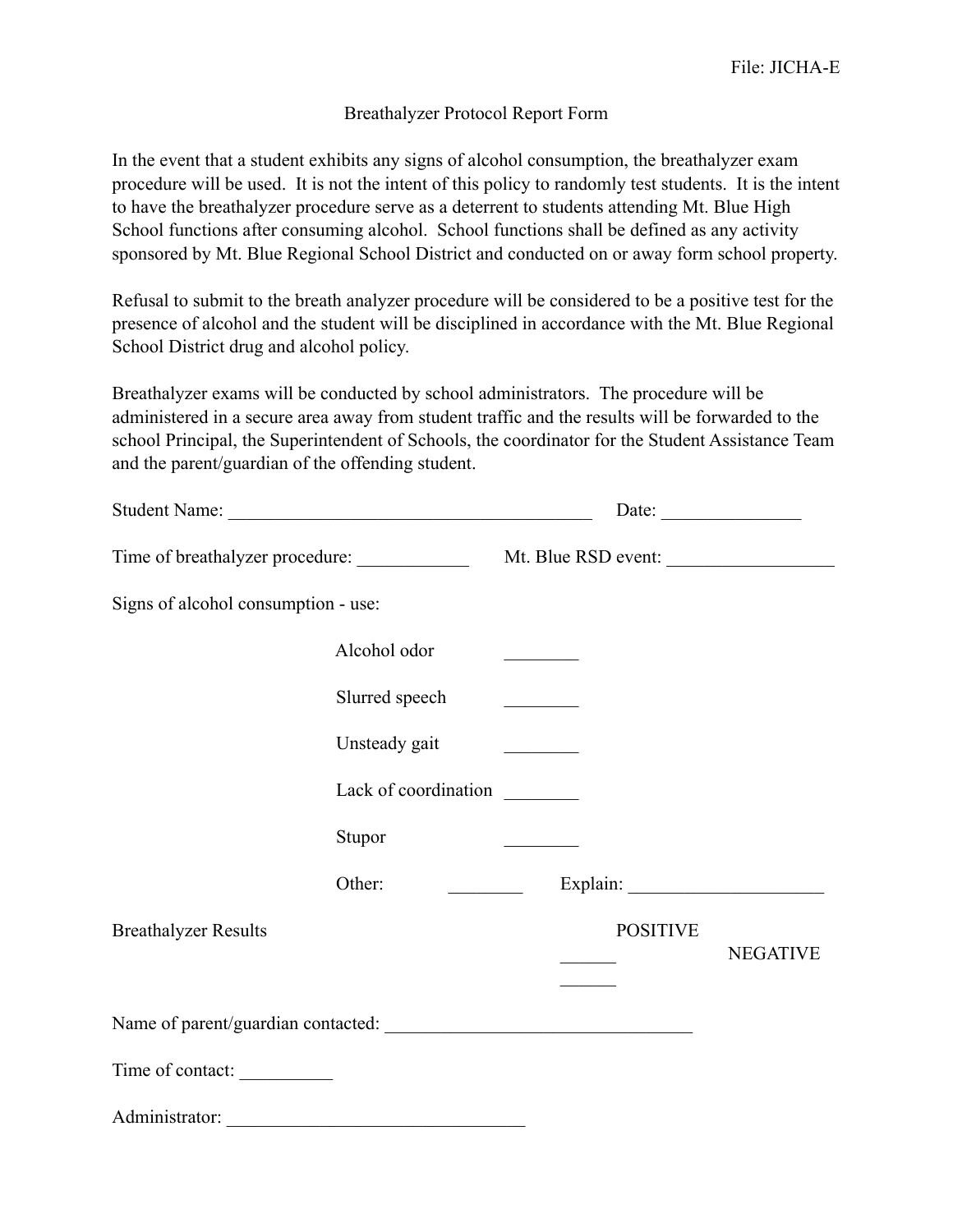File: JICHA-E

# Breathalyzer Protocol Report Form

In the event that a student exhibits any signs of alcohol consumption, the breathalyzer exam procedure will be used. It is not the intent of this policy to randomly test students. It is the intent to have the breathalyzer procedure serve as a deterrent to students attending Mt. Blue High School functions after consuming alcohol. School functions shall be defined as any activity sponsored by Mt. Blue Regional School District and conducted on or away form school property.

Refusal to submit to the breath analyzer procedure will be considered to be a positive test for the presence of alcohol and the student will be disciplined in accordance with the Mt. Blue Regional School District drug and alcohol policy.

Breathalyzer exams will be conducted by school administrators. The procedure will be administered in a secure area away from student traffic and the results will be forwarded to the school Principal, the Superintendent of Schools, the coordinator for the Student Assistance Team and the parent/guardian of the offending student.

Student Name: _______________________________________ Date: _______________

Time of breathalyzer procedure: ____________ Mt. Blue RSD event: __________________

Signs of alcohol consumption - use:

Alcohol odor ________

Slurred speech ________

Unsteady gait ________

Lack of coordination ________

Stupor ________

Other: ________ Explain: _____________________

Breathalyzer Results POSITIVE ______ NEGATIVE ______

Name of parent/guardian contacted: _________________________________

Time of contact: __________

Administrator: _________________________________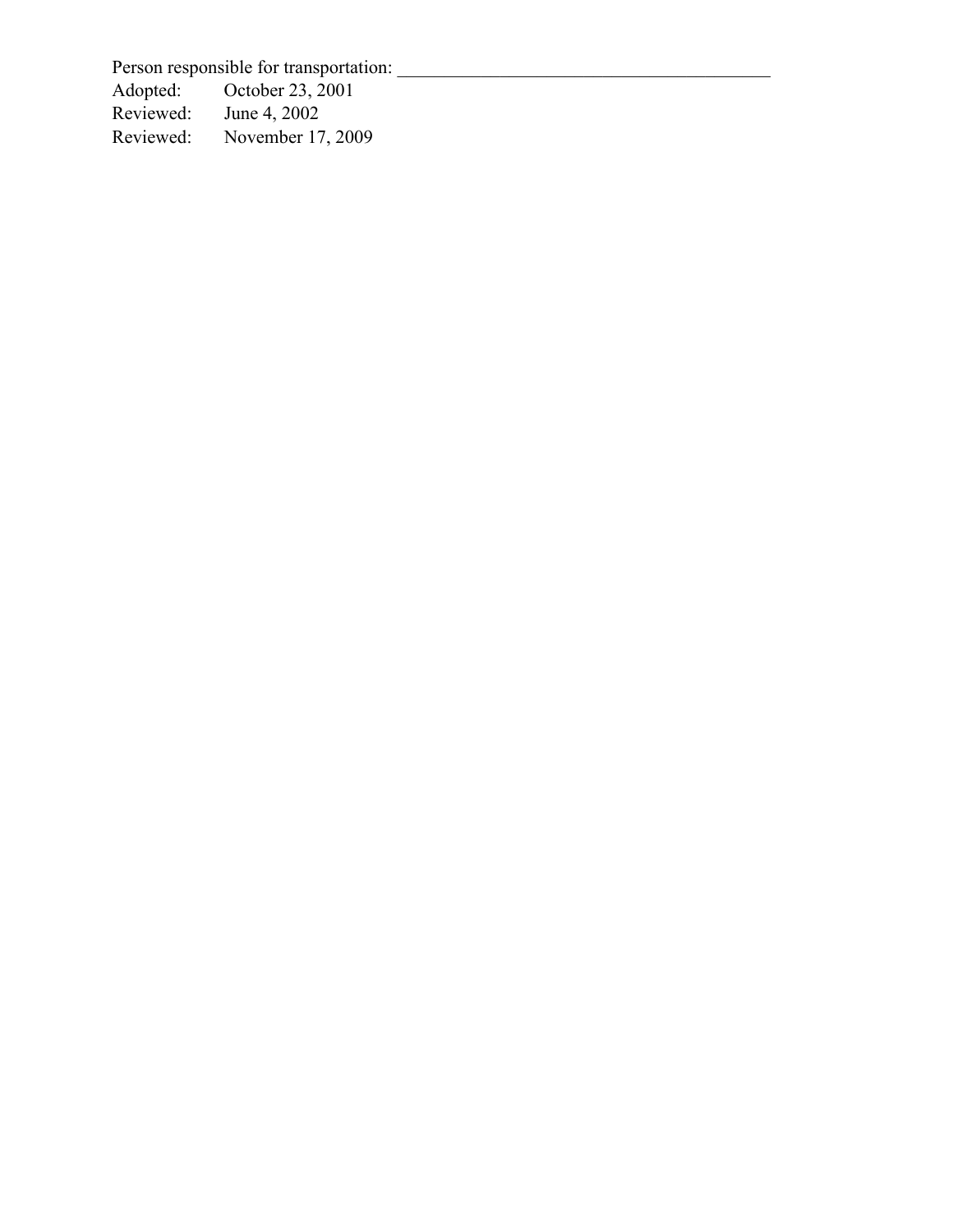Person responsible for transportation: ________________________________________

Adopted: October 23, 2001
Reviewed: June 4, 2002
Reviewed: November 17, 2009